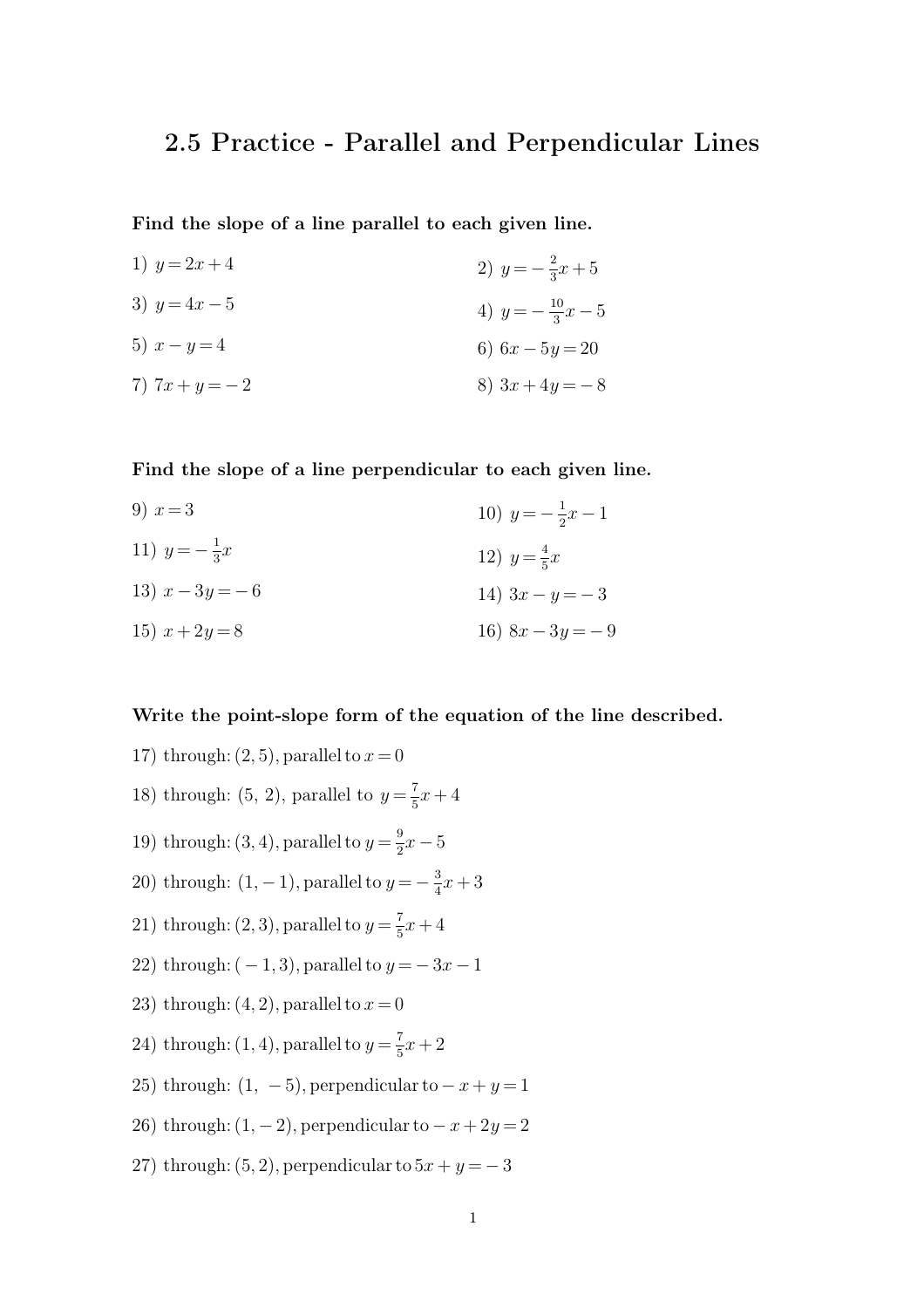# 2.5 Practice - Parallel and Perpendicular Lines

**Find the slope of a line parallel to each given line.**

1) $y = 2x + 4$

2) $y = -\frac{2}{3}x + 5$

3) $y = 4x - 5$

4) $y = -\frac{10}{3}x - 5$

5) $x - y = 4$

6) $6x - 5y = 20$

7) $7x + y = -2$

8) $3x + 4y = -8$

**Find the slope of a line perpendicular to each given line.**

9) $x = 3$

10) $y = -\frac{1}{2}x - 1$

11) $y = -\frac{1}{3}x$

12) $y = \frac{4}{5}x$

13) $x - 3y = -6$

14) $3x - y = -3$

15) $x + 2y = 8$

16) $8x - 3y = -9$

**Write the point-slope form of the equation of the line described.**

17) through: $(2, 5)$, parallel to $x = 0$

18) through: $(5, 2)$, parallel to $y = \frac{7}{5}x + 4$

19) through: $(3, 4)$, parallel to $y = \frac{9}{2}x - 5$

20) through: $(1, -1)$, parallel to $y = -\frac{3}{4}x + 3$

21) through: $(2, 3)$, parallel to $y = \frac{7}{5}x + 4$

22) through: $(-1, 3)$, parallel to $y = -3x - 1$

23) through: $(4, 2)$, parallel to $x = 0$

24) through: $(1, 4)$, parallel to $y = \frac{7}{5}x + 2$

25) through: $(1, -5)$, perpendicular to $-x + y = 1$

26) through: $(1, -2)$, perpendicular to $-x + 2y = 2$

27) through: $(5, 2)$, perpendicular to $5x + y = -3$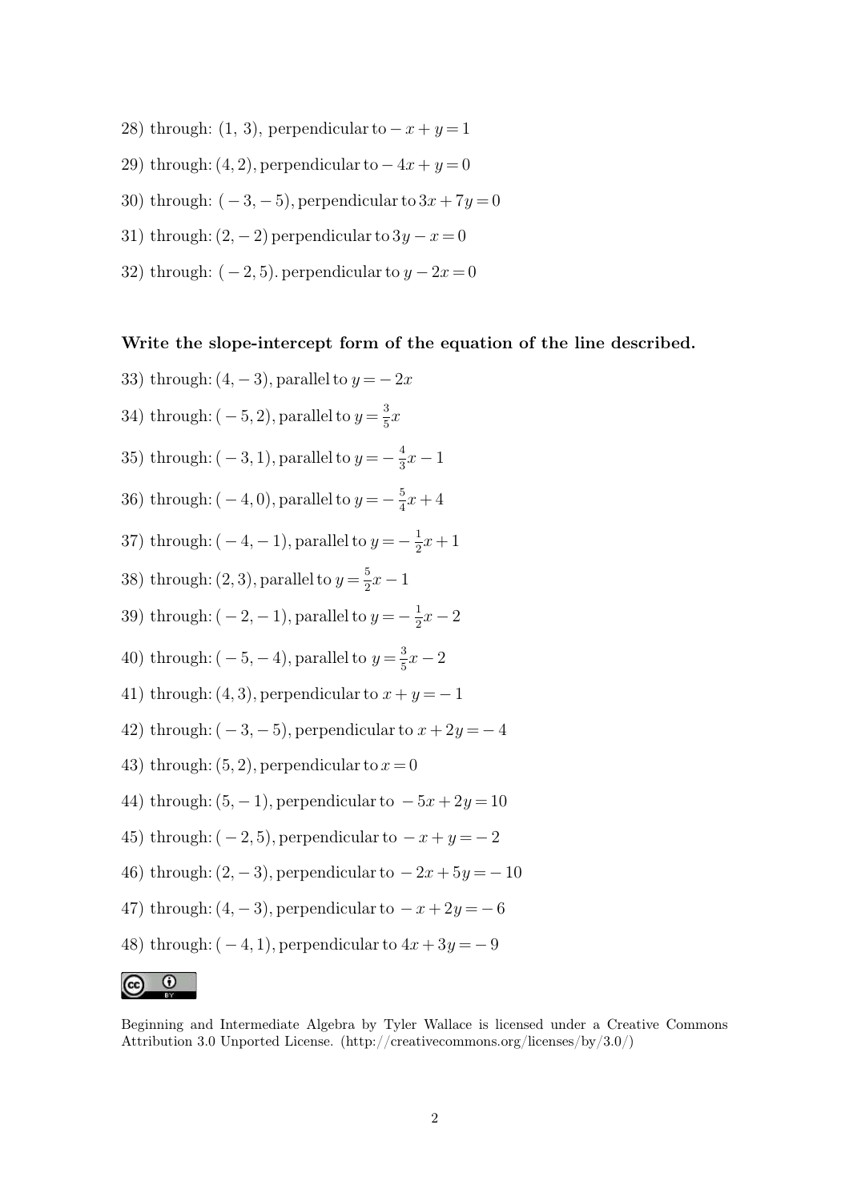28) through: $(1,\ 3)$, perpendicular to $-x + y = 1$

29) through: $(4, 2)$, perpendicular to $-4x + y = 0$

30) through: $(-3, -5)$, perpendicular to $3x + 7y = 0$

31) through: $(2, -2)$ perpendicular to $3y - x = 0$

32) through: $(-2, 5)$. perpendicular to $y - 2x = 0$

**Write the slope-intercept form of the equation of the line described.**

33) through: $(4, -3)$, parallel to $y = -2x$

34) through: $(-5, 2)$, parallel to $y = \frac{3}{5}x$

35) through: $(-3, 1)$, parallel to $y = -\frac{4}{3}x - 1$

36) through: $(-4, 0)$, parallel to $y = -\frac{5}{4}x + 4$

37) through: $(-4, -1)$, parallel to $y = -\frac{1}{2}x + 1$

38) through: $(2, 3)$, parallel to $y = \frac{5}{2}x - 1$

39) through: $(-2, -1)$, parallel to $y = -\frac{1}{2}x - 2$

40) through: $(-5, -4)$, parallel to $y = \frac{3}{5}x - 2$

41) through: $(4, 3)$, perpendicular to $x + y = -1$

42) through: $(-3, -5)$, perpendicular to $x + 2y = -4$

43) through: $(5, 2)$, perpendicular to $x = 0$

44) through: $(5, -1)$, perpendicular to $-5x + 2y = 10$

45) through: $(-2, 5)$, perpendicular to $-x + y = -2$

46) through: $(2, -3)$, perpendicular to $-2x + 5y = -10$

47) through: $(4, -3)$, perpendicular to $-x + 2y = -6$

48) through: $(-4, 1)$, perpendicular to $4x + 3y = -9$

Beginning and Intermediate Algebra by Tyler Wallace is licensed under a Creative Commons Attribution 3.0 Unported License. (http://creativecommons.org/licenses/by/3.0/)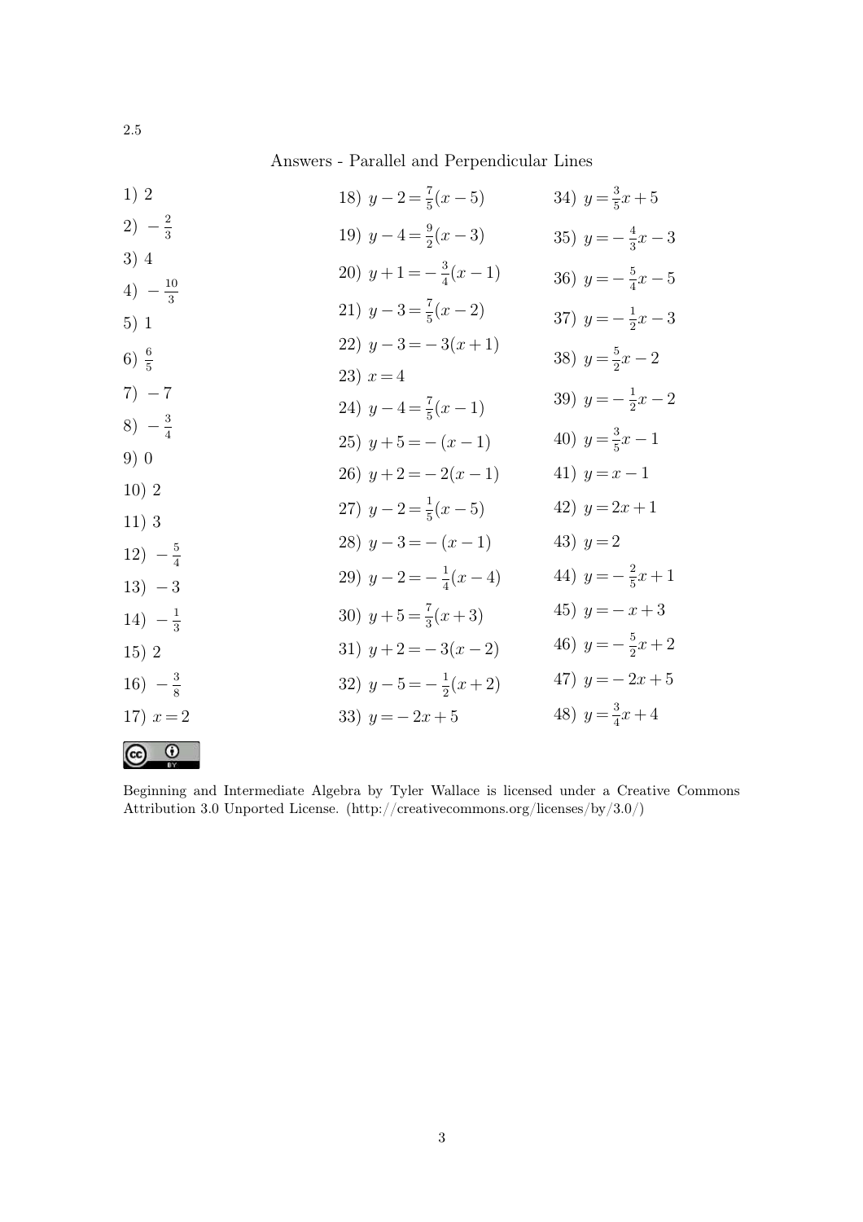2.5

## Answers - Parallel and Perpendicular Lines

1) $2$

2) $-\frac{2}{3}$

3) $4$

4) $-\frac{10}{3}$

5) $1$

6) $\frac{6}{5}$

7) $-7$

8) $-\frac{3}{4}$

9) $0$

10) $2$

11) $3$

12) $-\frac{5}{4}$

13) $-3$

14) $-\frac{1}{3}$

15) $2$

16) $-\frac{3}{8}$

17) $x=2$

18) $y-2=\frac{7}{5}(x-5)$

19) $y-4=\frac{9}{2}(x-3)$

20) $y+1=-\frac{3}{4}(x-1)$

21) $y-3=\frac{7}{5}(x-2)$

22) $y-3=-3(x+1)$

23) $x=4$

24) $y-4=\frac{7}{5}(x-1)$

25) $y+5=-(x-1)$

26) $y+2=-2(x-1)$

27) $y-2=\frac{1}{5}(x-5)$

28) $y-3=-(x-1)$

29) $y-2=-\frac{1}{4}(x-4)$

30) $y+5=\frac{7}{3}(x+3)$

31) $y+2=-3(x-2)$

32) $y-5=-\frac{1}{2}(x+2)$

33) $y=-2x+5$

34) $y=\frac{3}{5}x+5$

35) $y=-\frac{4}{3}x-3$

36) $y=-\frac{5}{4}x-5$

37) $y=-\frac{1}{2}x-3$

38) $y=\frac{5}{2}x-2$

39) $y=-\frac{1}{2}x-2$

40) $y=\frac{3}{5}x-1$

41) $y=x-1$

42) $y=2x+1$

43) $y=2$

44) $y=-\frac{2}{5}x+1$

45) $y=-x+3$

46) $y=-\frac{5}{2}x+2$

47) $y=-2x+5$

48) $y=\frac{3}{4}x+4$

Beginning and Intermediate Algebra by Tyler Wallace is licensed under a Creative Commons Attribution 3.0 Unported License. (http://creativecommons.org/licenses/by/3.0/)